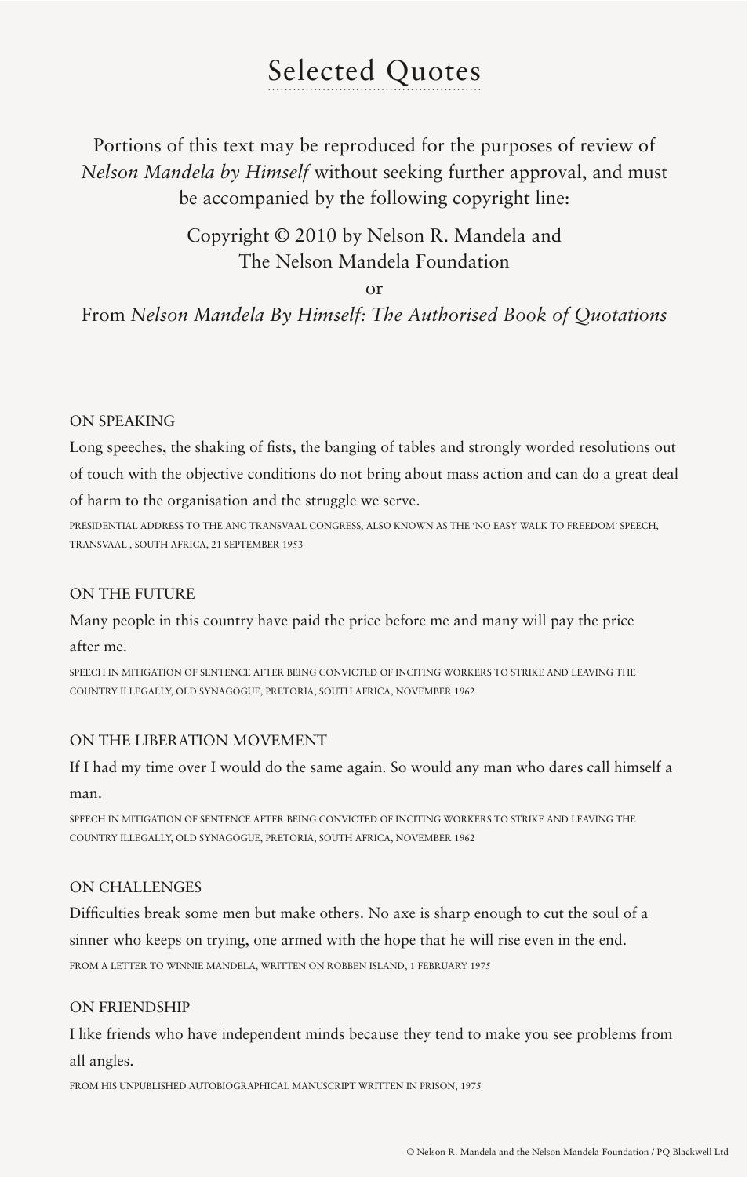# Selected Quotes

Portions of this text may be reproduced for the purposes of review of *Nelson Mandela by Himself* without seeking further approval, and must be accompanied by the following copyright line:

Copyright © 2010 by Nelson R. Mandela and The Nelson Mandela Foundation

or

From *Nelson Mandela By Himself: The Authorised Book of Quotations*

## ON SPEAKING

Long speeches, the shaking of fists, the banging of tables and strongly worded resolutions out of touch with the objective conditions do not bring about mass action and can do a great deal of harm to the organisation and the struggle we serve.

PRESIDENTIAL ADDRESS TO THE ANC TRANSVAAL CONGRESS, ALSO KNOWN AS THE 'NO EASY WALK TO FREEDOM' SPEECH, TRANSVAAL , SOUTH AFRICA, 21 SEPTEMBER 1953

## ON THE FUTURE

Many people in this country have paid the price before me and many will pay the price after me.

SPEECH IN MITIGATION OF SENTENCE AFTER BEING CONVICTED OF INCITING WORKERS TO STRIKE AND LEAVING THE COUNTRY ILLEGALLY, OLD SYNAGOGUE, PRETORIA, SOUTH AFRICA, NOVEMBER 1962

## ON THE LIBERATION MOVEMENT

If I had my time over I would do the same again. So would any man who dares call himself a man.

SPEECH IN MITIGATION OF SENTENCE AFTER BEING CONVICTED OF INCITING WORKERS TO STRIKE AND LEAVING THE COUNTRY ILLEGALLY, OLD SYNAGOGUE, PRETORIA, SOUTH AFRICA, NOVEMBER 1962

## ON CHALLENGES

Difficulties break some men but make others. No axe is sharp enough to cut the soul of a sinner who keeps on trying, one armed with the hope that he will rise even in the end.

FROM A LETTER TO WINNIE MANDELA, WRITTEN ON ROBBEN ISLAND, 1 FEBRUARY 1975

## ON FRIENDSHIP

I like friends who have independent minds because they tend to make you see problems from all angles.

FROM HIS UNPUBLISHED AUTOBIOGRAPHICAL MANUSCRIPT WRITTEN IN PRISON, 1975

© Nelson R. Mandela and the Nelson Mandela Foundation / PQ Blackwell Ltd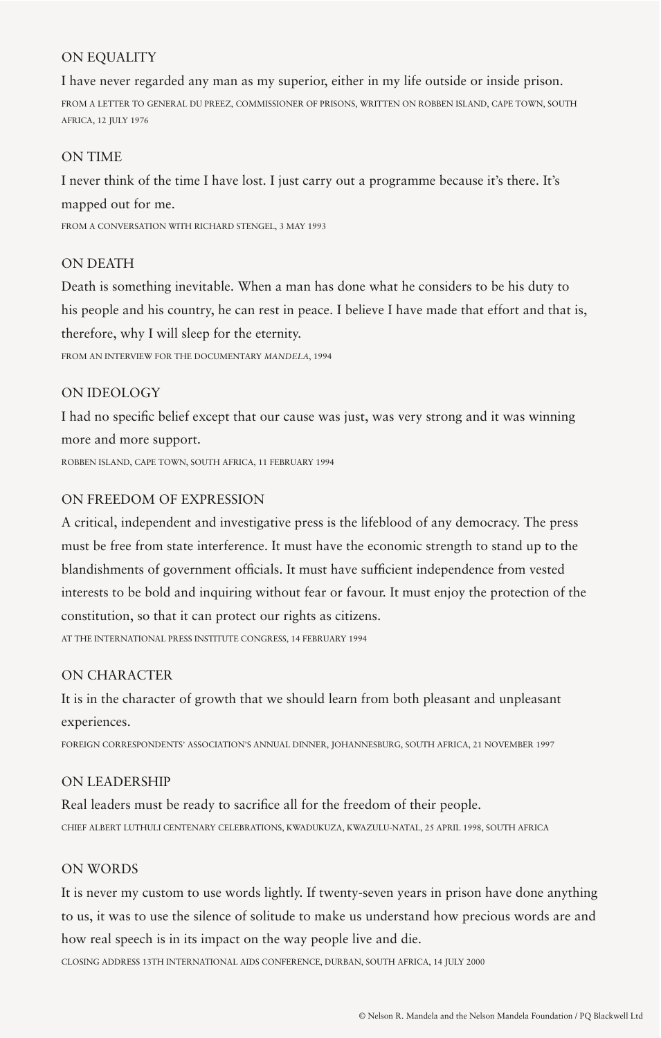## ON EQUALITY

I have never regarded any man as my superior, either in my life outside or inside prison.

FROM A LETTER TO GENERAL DU PREEZ, COMMISSIONER OF PRISONS, WRITTEN ON ROBBEN ISLAND, CAPE TOWN, SOUTH AFRICA, 12 JULY 1976

## ON TIME

I never think of the time I have lost. I just carry out a programme because it's there. It's mapped out for me.

FROM A CONVERSATION WITH RICHARD STENGEL, 3 MAY 1993

## ON DEATH

Death is something inevitable. When a man has done what he considers to be his duty to his people and his country, he can rest in peace. I believe I have made that effort and that is, therefore, why I will sleep for the eternity.

FROM AN INTERVIEW FOR THE DOCUMENTARY *MANDELA*, 1994

## ON IDEOLOGY

I had no specific belief except that our cause was just, was very strong and it was winning more and more support.

ROBBEN ISLAND, CAPE TOWN, SOUTH AFRICA, 11 FEBRUARY 1994

## ON FREEDOM OF EXPRESSION

A critical, independent and investigative press is the lifeblood of any democracy. The press must be free from state interference. It must have the economic strength to stand up to the blandishments of government officials. It must have sufficient independence from vested interests to be bold and inquiring without fear or favour. It must enjoy the protection of the constitution, so that it can protect our rights as citizens.

AT THE INTERNATIONAL PRESS INSTITUTE CONGRESS, 14 FEBRUARY 1994

## ON CHARACTER

It is in the character of growth that we should learn from both pleasant and unpleasant experiences.

FOREIGN CORRESPONDENTS' ASSOCIATION'S ANNUAL DINNER, JOHANNESBURG, SOUTH AFRICA, 21 NOVEMBER 1997

## ON LEADERSHIP

Real leaders must be ready to sacrifice all for the freedom of their people.

CHIEF ALBERT LUTHULI CENTENARY CELEBRATIONS, KWADUKUZA, KWAZULU-NATAL, 25 APRIL 1998, SOUTH AFRICA

## ON WORDS

It is never my custom to use words lightly. If twenty-seven years in prison have done anything to us, it was to use the silence of solitude to make us understand how precious words are and how real speech is in its impact on the way people live and die.

CLOSING ADDRESS 13TH INTERNATIONAL AIDS CONFERENCE, DURBAN, SOUTH AFRICA, 14 JULY 2000

© Nelson R. Mandela and the Nelson Mandela Foundation / PQ Blackwell Ltd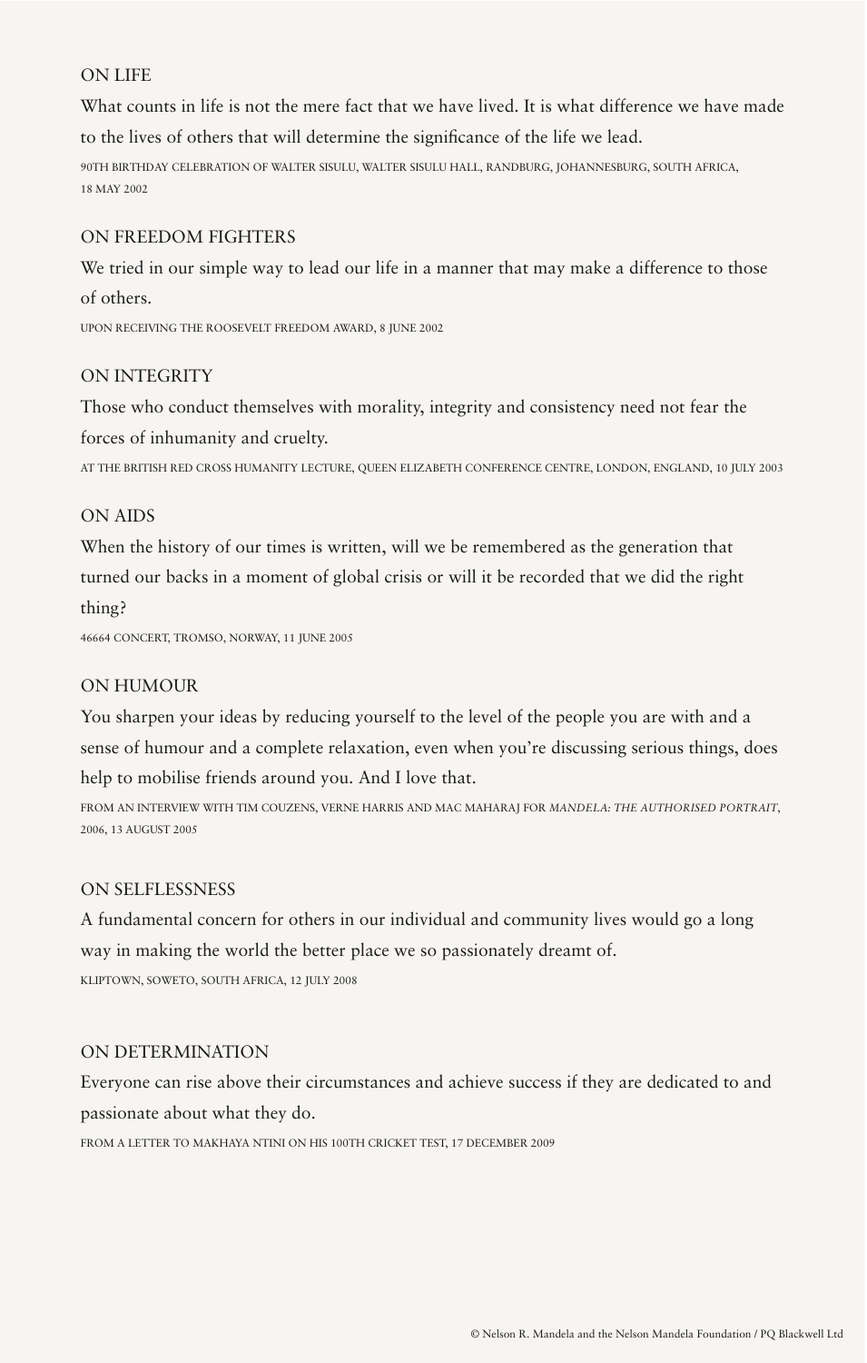## ON LIFE

What counts in life is not the mere fact that we have lived. It is what difference we have made to the lives of others that will determine the significance of the life we lead.

90TH BIRTHDAY CELEBRATION OF WALTER SISULU, WALTER SISULU HALL, RANDBURG, JOHANNESBURG, SOUTH AFRICA, 18 MAY 2002

## ON FREEDOM FIGHTERS

We tried in our simple way to lead our life in a manner that may make a difference to those of others.

UPON RECEIVING THE ROOSEVELT FREEDOM AWARD, 8 JUNE 2002

## ON INTEGRITY

Those who conduct themselves with morality, integrity and consistency need not fear the forces of inhumanity and cruelty.

AT THE BRITISH RED CROSS HUMANITY LECTURE, QUEEN ELIZABETH CONFERENCE CENTRE, LONDON, ENGLAND, 10 JULY 2003

## ON AIDS

When the history of our times is written, will we be remembered as the generation that turned our backs in a moment of global crisis or will it be recorded that we did the right thing?

46664 CONCERT, TROMSO, NORWAY, 11 JUNE 2005

## ON HUMOUR

You sharpen your ideas by reducing yourself to the level of the people you are with and a sense of humour and a complete relaxation, even when you're discussing serious things, does help to mobilise friends around you. And I love that.

FROM AN INTERVIEW WITH TIM COUZENS, VERNE HARRIS AND MAC MAHARAJ FOR *MANDELA: THE AUTHORISED PORTRAIT*, 2006, 13 AUGUST 2005

## ON SELFLESSNESS

A fundamental concern for others in our individual and community lives would go a long way in making the world the better place we so passionately dreamt of.

KLIPTOWN, SOWETO, SOUTH AFRICA, 12 JULY 2008

## ON DETERMINATION

Everyone can rise above their circumstances and achieve success if they are dedicated to and passionate about what they do.

FROM A LETTER TO MAKHAYA NTINI ON HIS 100TH CRICKET TEST, 17 DECEMBER 2009

© Nelson R. Mandela and the Nelson Mandela Foundation / PQ Blackwell Ltd